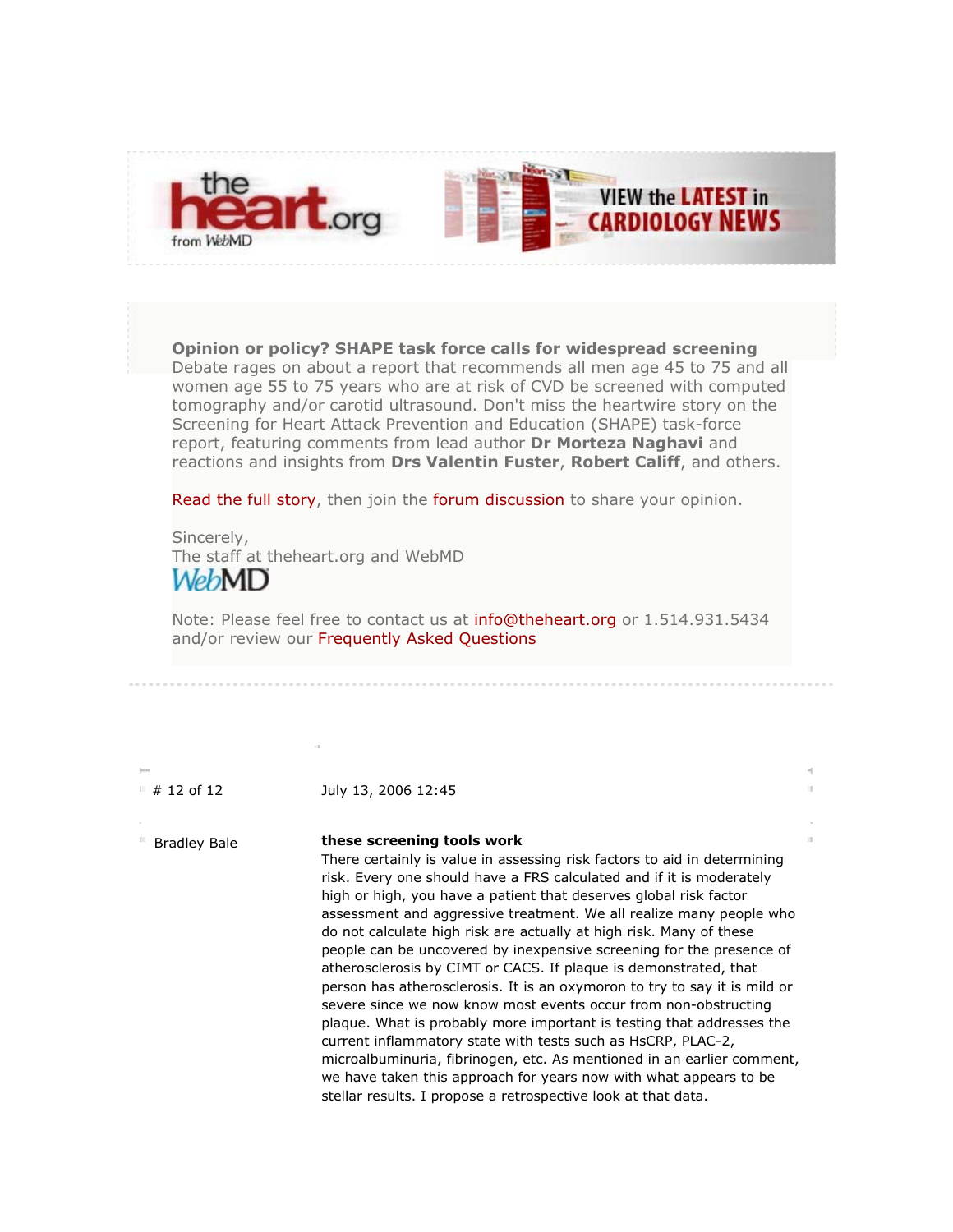the heart.org from WebMD

VIEW the LATEST in CARDIOLOGY NEWS

**Opinion or policy? SHAPE task force calls for widespread screening**
Debate rages on about a report that recommends all men age 45 to 75 and all women age 55 to 75 years who are at risk of CVD be screened with computed tomography and/or carotid ultrasound. Don't miss the heartwire story on the Screening for Heart Attack Prevention and Education (SHAPE) task-force report, featuring comments from lead author **Dr Morteza Naghavi** and reactions and insights from **Drs Valentin Fuster**, **Robert Califf**, and others.

Read the full story, then join the forum discussion to share your opinion.

Sincerely,
The staff at theheart.org and WebMD

WebMD

Note: Please feel free to contact us at info@theheart.org or 1.514.931.5434 and/or review our Frequently Asked Questions

---

# 12 of 12 — July 13, 2006 12:45

Bradley Bale

**these screening tools work**
There certainly is value in assessing risk factors to aid in determining risk. Every one should have a FRS calculated and if it is moderately high or high, you have a patient that deserves global risk factor assessment and aggressive treatment. We all realize many people who do not calculate high risk are actually at high risk. Many of these people can be uncovered by inexpensive screening for the presence of atherosclerosis by CIMT or CACS. If plaque is demonstrated, that person has atherosclerosis. It is an oxymoron to try to say it is mild or severe since we now know most events occur from non-obstructing plaque. What is probably more important is testing that addresses the current inflammatory state with tests such as HsCRP, PLAC-2, microalbuminuria, fibrinogen, etc. As mentioned in an earlier comment, we have taken this approach for years now with what appears to be stellar results. I propose a retrospective look at that data.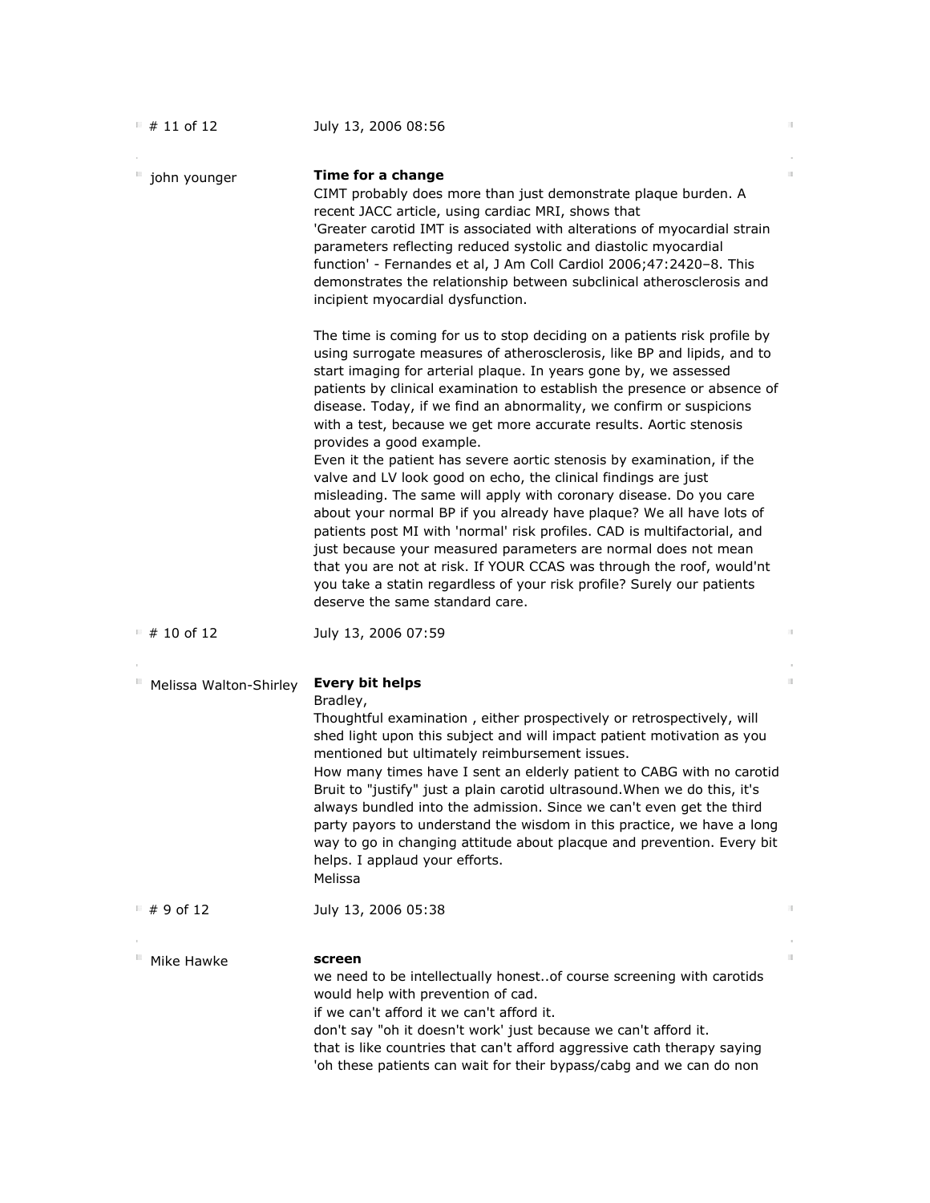# 11 of 12 July 13, 2006 08:56

john younger

**Time for a change**

CIMT probably does more than just demonstrate plaque burden. A recent JACC article, using cardiac MRI, shows that 'Greater carotid IMT is associated with alterations of myocardial strain parameters reflecting reduced systolic and diastolic myocardial function' - Fernandes et al, J Am Coll Cardiol 2006;47:2420–8. This demonstrates the relationship between subclinical atherosclerosis and incipient myocardial dysfunction.

The time is coming for us to stop deciding on a patients risk profile by using surrogate measures of atherosclerosis, like BP and lipids, and to start imaging for arterial plaque. In years gone by, we assessed patients by clinical examination to establish the presence or absence of disease. Today, if we find an abnormality, we confirm or suspicions with a test, because we get more accurate results. Aortic stenosis provides a good example.
Even it the patient has severe aortic stenosis by examination, if the valve and LV look good on echo, the clinical findings are just misleading. The same will apply with coronary disease. Do you care about your normal BP if you already have plaque? We all have lots of patients post MI with 'normal' risk profiles. CAD is multifactorial, and just because your measured parameters are normal does not mean that you are not at risk. If YOUR CCAS was through the roof, would'nt you take a statin regardless of your risk profile? Surely our patients deserve the same standard care.

# 10 of 12 July 13, 2006 07:59

Melissa Walton-Shirley

**Every bit helps**

Bradley,
Thoughtful examination , either prospectively or retrospectively, will shed light upon this subject and will impact patient motivation as you mentioned but ultimately reimbursement issues.
How many times have I sent an elderly patient to CABG with no carotid Bruit to "justify" just a plain carotid ultrasound.When we do this, it's always bundled into the admission. Since we can't even get the third party payors to understand the wisdom in this practice, we have a long way to go in changing attitude about placque and prevention. Every bit helps. I applaud your efforts.
Melissa

# 9 of 12 July 13, 2006 05:38

Mike Hawke

**screen**

we need to be intellectually honest..of course screening with carotids would help with prevention of cad.
if we can't afford it we can't afford it.
don't say "oh it doesn't work' just because we can't afford it.
that is like countries that can't afford aggressive cath therapy saying 'oh these patients can wait for their bypass/cabg and we can do non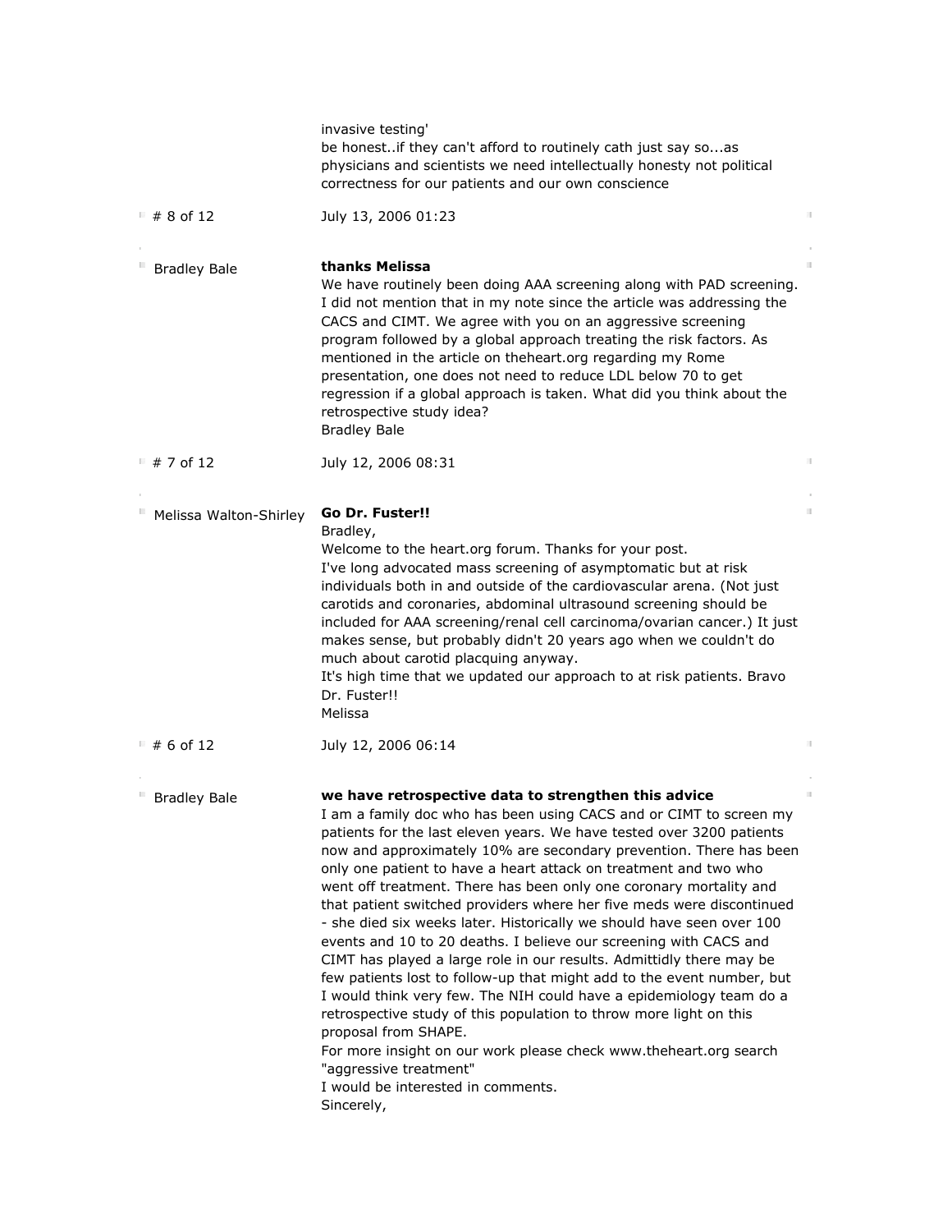invasive testing'
be honest..if they can't afford to routinely cath just say so...as physicians and scientists we need intellectually honesty not political correctness for our patients and our own conscience

# 8 of 12 — July 13, 2006 01:23

**Bradley Bale**

**thanks Melissa**

We have routinely been doing AAA screening along with PAD screening. I did not mention that in my note since the article was addressing the CACS and CIMT. We agree with you on an aggressive screening program followed by a global approach treating the risk factors. As mentioned in the article on theheart.org regarding my Rome presentation, one does not need to reduce LDL below 70 to get regression if a global approach is taken. What did you think about the retrospective study idea?
Bradley Bale

# 7 of 12 — July 12, 2006 08:31

**Melissa Walton-Shirley**

**Go Dr. Fuster!!**

Bradley,
Welcome to the heart.org forum. Thanks for your post.
I've long advocated mass screening of asymptomatic but at risk individuals both in and outside of the cardiovascular arena. (Not just carotids and coronaries, abdominal ultrasound screening should be included for AAA screening/renal cell carcinoma/ovarian cancer.) It just makes sense, but probably didn't 20 years ago when we couldn't do much about carotid placquing anyway.
It's high time that we updated our approach to at risk patients. Bravo Dr. Fuster!!
Melissa

# 6 of 12 — July 12, 2006 06:14

**Bradley Bale**

**we have retrospective data to strengthen this advice**

I am a family doc who has been using CACS and or CIMT to screen my patients for the last eleven years. We have tested over 3200 patients now and approximately 10% are secondary prevention. There has been only one patient to have a heart attack on treatment and two who went off treatment. There has been only one coronary mortality and that patient switched providers where her five meds were discontinued - she died six weeks later. Historically we should have seen over 100 events and 10 to 20 deaths. I believe our screening with CACS and CIMT has played a large role in our results. Admittidly there may be few patients lost to follow-up that might add to the event number, but I would think very few. The NIH could have a epidemiology team do a retrospective study of this population to throw more light on this proposal from SHAPE.
For more insight on our work please check www.theheart.org search "aggressive treatment"
I would be interested in comments.
Sincerely,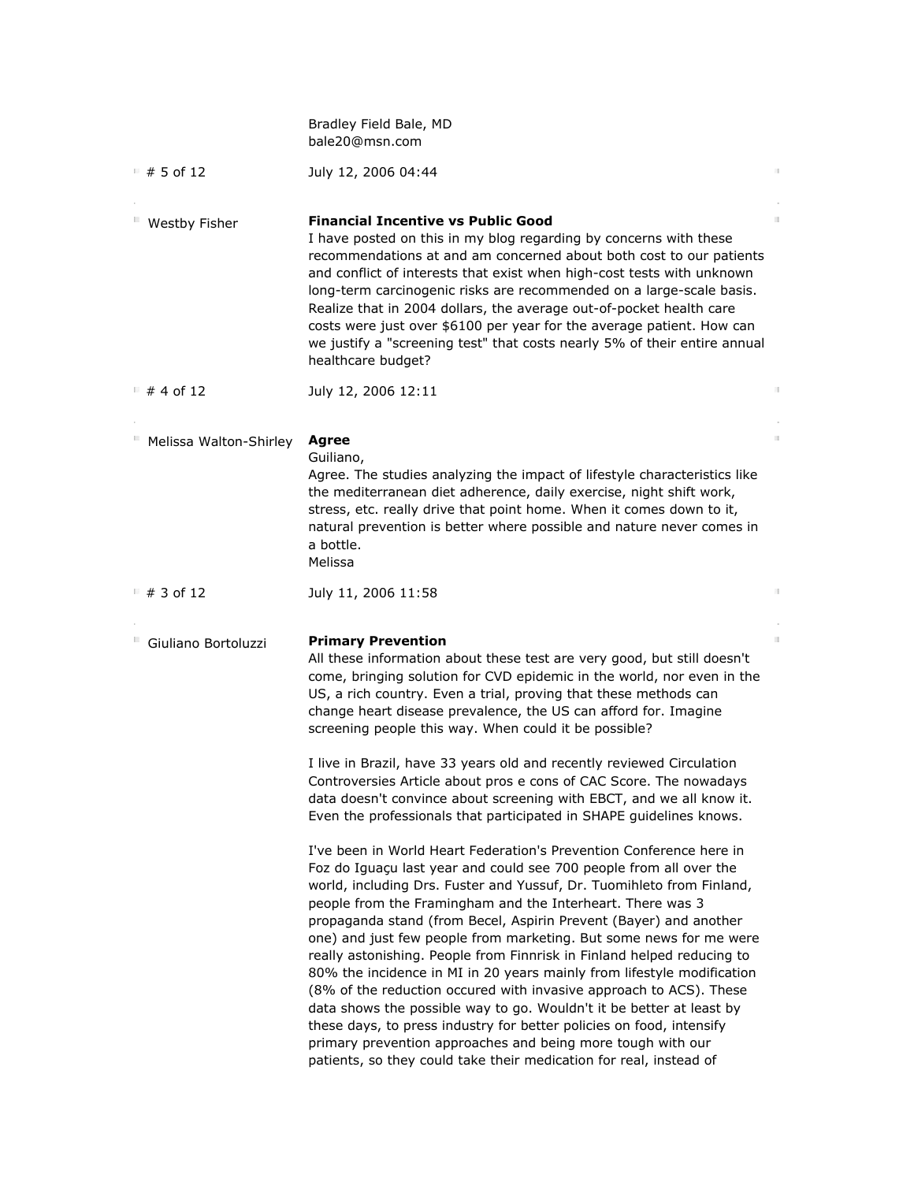Bradley Field Bale, MD
bale20@msn.com

# 5 of 12 — July 12, 2006 04:44

**Westby Fisher**

**Financial Incentive vs Public Good**

I have posted on this in my blog regarding by concerns with these recommendations at and am concerned about both cost to our patients and conflict of interests that exist when high-cost tests with unknown long-term carcinogenic risks are recommended on a large-scale basis. Realize that in 2004 dollars, the average out-of-pocket health care costs were just over $6100 per year for the average patient. How can we justify a "screening test" that costs nearly 5% of their entire annual healthcare budget?

# 4 of 12 — July 12, 2006 12:11

**Melissa Walton-Shirley**

**Agree**

Guiliano,
Agree. The studies analyzing the impact of lifestyle characteristics like the mediterranean diet adherence, daily exercise, night shift work, stress, etc. really drive that point home. When it comes down to it, natural prevention is better where possible and nature never comes in a bottle.
Melissa

# 3 of 12 — July 11, 2006 11:58

**Giuliano Bortoluzzi**

**Primary Prevention**

All these information about these test are very good, but still doesn't come, bringing solution for CVD epidemic in the world, nor even in the US, a rich country. Even a trial, proving that these methods can change heart disease prevalence, the US can afford for. Imagine screening people this way. When could it be possible?

I live in Brazil, have 33 years old and recently reviewed Circulation Controversies Article about pros e cons of CAC Score. The nowadays data doesn't convince about screening with EBCT, and we all know it. Even the professionals that participated in SHAPE guidelines knows.

I've been in World Heart Federation's Prevention Conference here in Foz do Iguaçu last year and could see 700 people from all over the world, including Drs. Fuster and Yussuf, Dr. Tuomihleto from Finland, people from the Framingham and the Interheart. There was 3 propaganda stand (from Becel, Aspirin Prevent (Bayer) and another one) and just few people from marketing. But some news for me were really astonishing. People from Finnrisk in Finland helped reducing to 80% the incidence in MI in 20 years mainly from lifestyle modification (8% of the reduction occured with invasive approach to ACS). These data shows the possible way to go. Wouldn't it be better at least by these days, to press industry for better policies on food, intensify primary prevention approaches and being more tough with our patients, so they could take their medication for real, instead of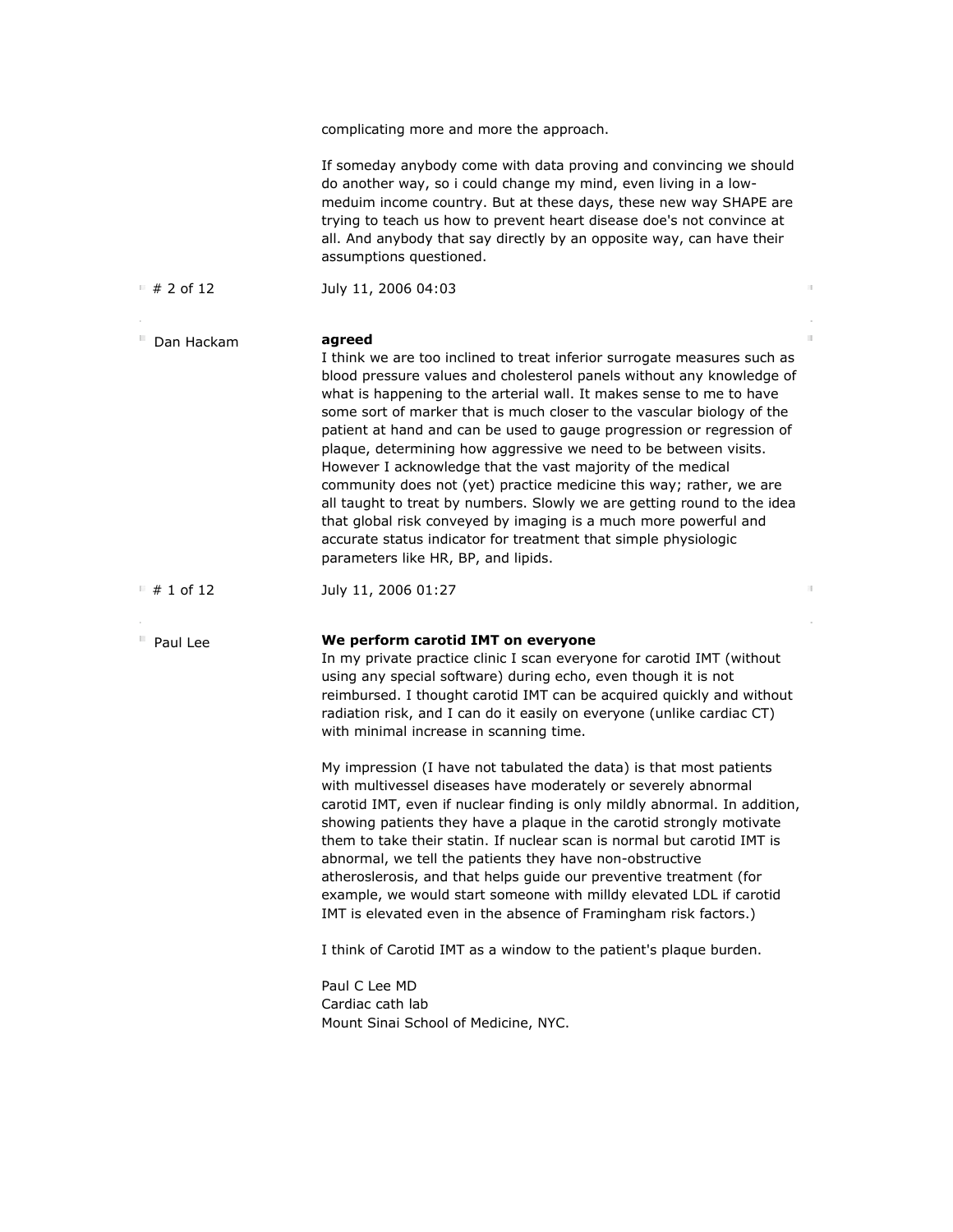complicating more and more the approach.

If someday anybody come with data proving and convincing we should do another way, so i could change my mind, even living in a low-meduim income country. But at these days, these new way SHAPE are trying to teach us how to prevent heart disease doe's not convince at all. And anybody that say directly by an opposite way, can have their assumptions questioned.

# 2 of 12 — July 11, 2006 04:03

Dan Hackam

**agreed**

I think we are too inclined to treat inferior surrogate measures such as blood pressure values and cholesterol panels without any knowledge of what is happening to the arterial wall. It makes sense to me to have some sort of marker that is much closer to the vascular biology of the patient at hand and can be used to gauge progression or regression of plaque, determining how aggressive we need to be between visits. However I acknowledge that the vast majority of the medical community does not (yet) practice medicine this way; rather, we are all taught to treat by numbers. Slowly we are getting round to the idea that global risk conveyed by imaging is a much more powerful and accurate status indicator for treatment that simple physiologic parameters like HR, BP, and lipids.

# 1 of 12 — July 11, 2006 01:27

Paul Lee

**We perform carotid IMT on everyone**

In my private practice clinic I scan everyone for carotid IMT (without using any special software) during echo, even though it is not reimbursed. I thought carotid IMT can be acquired quickly and without radiation risk, and I can do it easily on everyone (unlike cardiac CT) with minimal increase in scanning time.

My impression (I have not tabulated the data) is that most patients with multivessel diseases have moderately or severely abnormal carotid IMT, even if nuclear finding is only mildly abnormal. In addition, showing patients they have a plaque in the carotid strongly motivate them to take their statin. If nuclear scan is normal but carotid IMT is abnormal, we tell the patients they have non-obstructive atheroslerosis, and that helps guide our preventive treatment (for example, we would start someone with milldy elevated LDL if carotid IMT is elevated even in the absence of Framingham risk factors.)

I think of Carotid IMT as a window to the patient's plaque burden.

Paul C Lee MD
Cardiac cath lab
Mount Sinai School of Medicine, NYC.